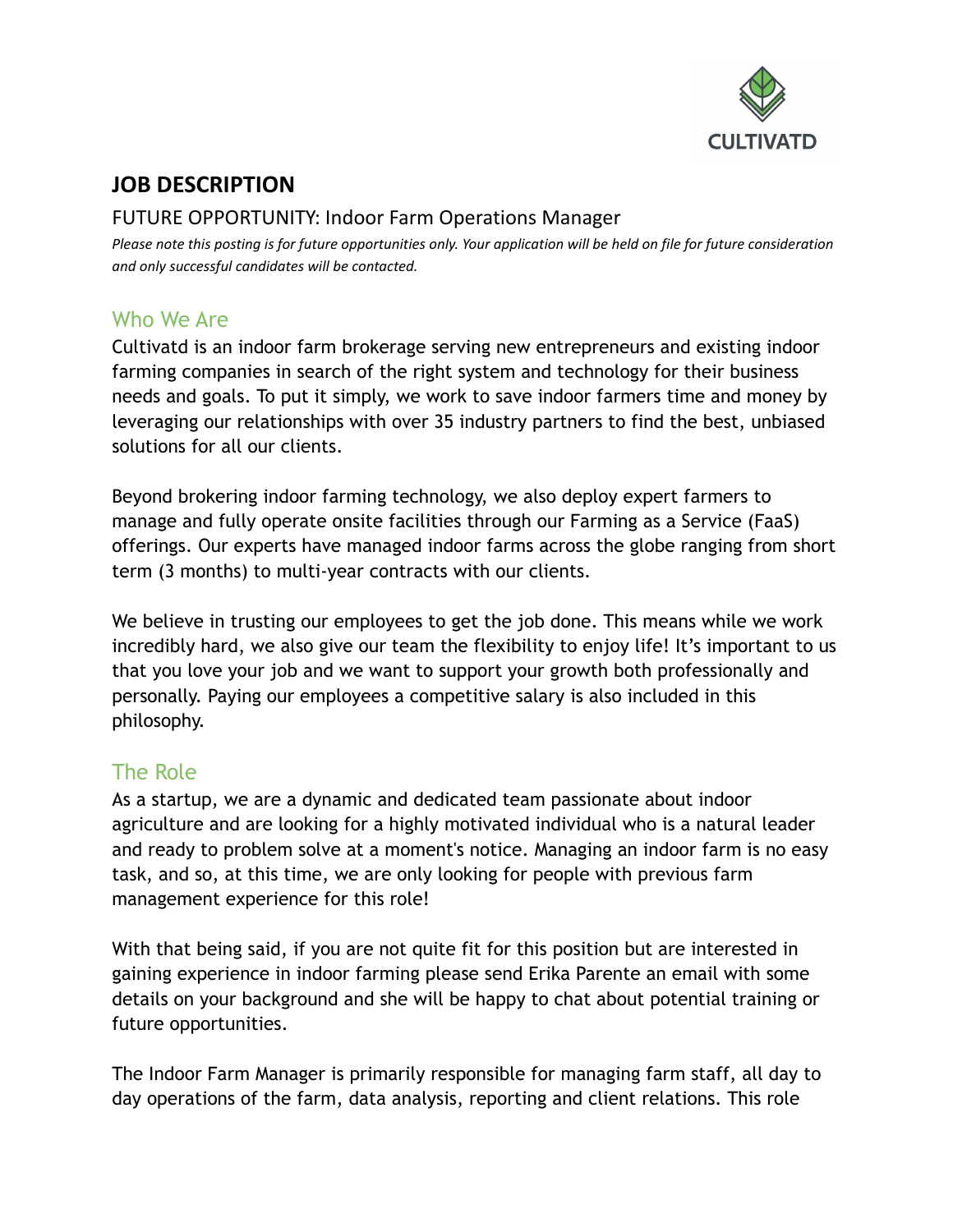CULTIVATD

# JOB DESCRIPTION

FUTURE OPPORTUNITY: Indoor Farm Operations Manager

*Please note this posting is for future opportunities only. Your application will be held on file for future consideration and only successful candidates will be contacted.*

## Who We Are

Cultivatd is an indoor farm brokerage serving new entrepreneurs and existing indoor farming companies in search of the right system and technology for their business needs and goals. To put it simply, we work to save indoor farmers time and money by leveraging our relationships with over 35 industry partners to find the best, unbiased solutions for all our clients.

Beyond brokering indoor farming technology, we also deploy expert farmers to manage and fully operate onsite facilities through our Farming as a Service (FaaS) offerings. Our experts have managed indoor farms across the globe ranging from short term (3 months) to multi-year contracts with our clients.

We believe in trusting our employees to get the job done. This means while we work incredibly hard, we also give our team the flexibility to enjoy life! It's important to us that you love your job and we want to support your growth both professionally and personally. Paying our employees a competitive salary is also included in this philosophy.

## The Role

As a startup, we are a dynamic and dedicated team passionate about indoor agriculture and are looking for a highly motivated individual who is a natural leader and ready to problem solve at a moment's notice. Managing an indoor farm is no easy task, and so, at this time, we are only looking for people with previous farm management experience for this role!

With that being said, if you are not quite fit for this position but are interested in gaining experience in indoor farming please send Erika Parente an email with some details on your background and she will be happy to chat about potential training or future opportunities.

The Indoor Farm Manager is primarily responsible for managing farm staff, all day to day operations of the farm, data analysis, reporting and client relations. This role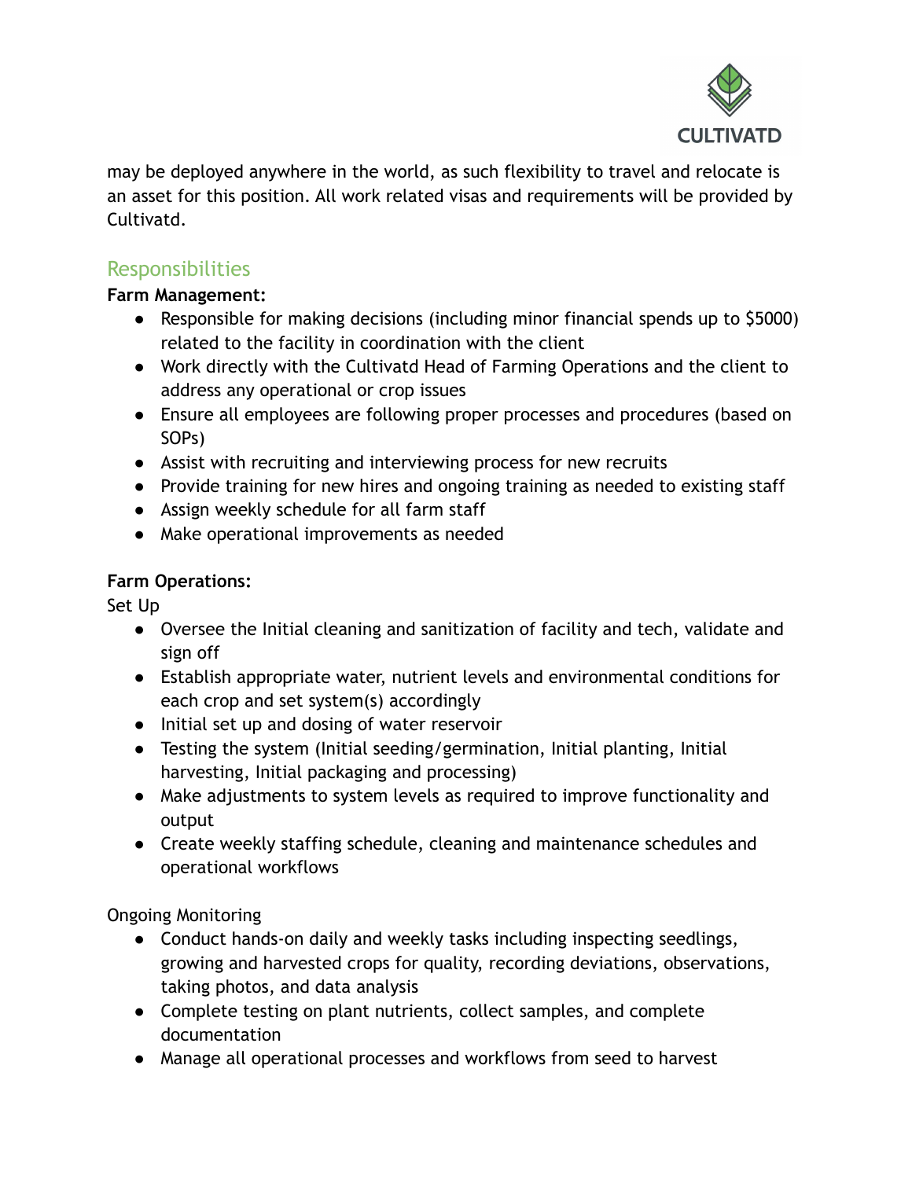may be deployed anywhere in the world, as such flexibility to travel and relocate is an asset for this position. All work related visas and requirements will be provided by Cultivatd.

## Responsibilities

**Farm Management:**

- Responsible for making decisions (including minor financial spends up to $5000) related to the facility in coordination with the client
- Work directly with the Cultivatd Head of Farming Operations and the client to address any operational or crop issues
- Ensure all employees are following proper processes and procedures (based on SOPs)
- Assist with recruiting and interviewing process for new recruits
- Provide training for new hires and ongoing training as needed to existing staff
- Assign weekly schedule for all farm staff
- Make operational improvements as needed

**Farm Operations:**

Set Up

- Oversee the Initial cleaning and sanitization of facility and tech, validate and sign off
- Establish appropriate water, nutrient levels and environmental conditions for each crop and set system(s) accordingly
- Initial set up and dosing of water reservoir
- Testing the system (Initial seeding/germination, Initial planting, Initial harvesting, Initial packaging and processing)
- Make adjustments to system levels as required to improve functionality and output
- Create weekly staffing schedule, cleaning and maintenance schedules and operational workflows

Ongoing Monitoring

- Conduct hands-on daily and weekly tasks including inspecting seedlings, growing and harvested crops for quality, recording deviations, observations, taking photos, and data analysis
- Complete testing on plant nutrients, collect samples, and complete documentation
- Manage all operational processes and workflows from seed to harvest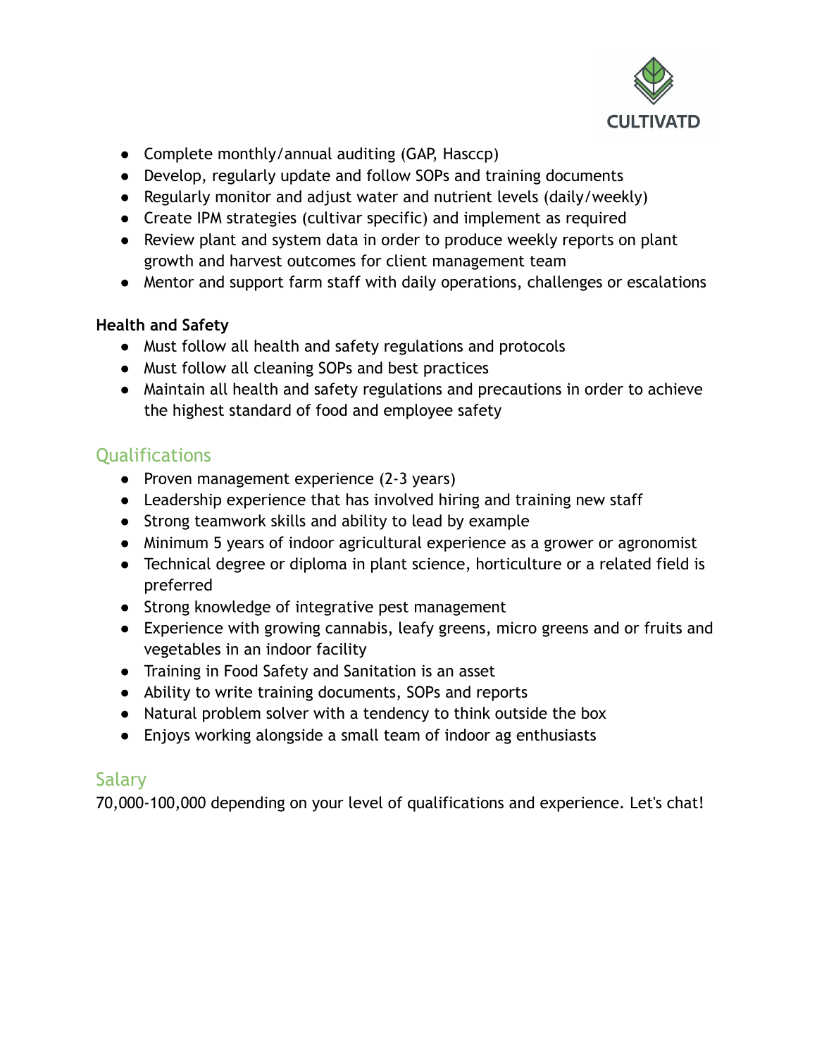- Complete monthly/annual auditing (GAP, Hasccp)
- Develop, regularly update and follow SOPs and training documents
- Regularly monitor and adjust water and nutrient levels (daily/weekly)
- Create IPM strategies (cultivar specific) and implement as required
- Review plant and system data in order to produce weekly reports on plant growth and harvest outcomes for client management team
- Mentor and support farm staff with daily operations, challenges or escalations

**Health and Safety**

- Must follow all health and safety regulations and protocols
- Must follow all cleaning SOPs and best practices
- Maintain all health and safety regulations and precautions in order to achieve the highest standard of food and employee safety

## Qualifications

- Proven management experience (2-3 years)
- Leadership experience that has involved hiring and training new staff
- Strong teamwork skills and ability to lead by example
- Minimum 5 years of indoor agricultural experience as a grower or agronomist
- Technical degree or diploma in plant science, horticulture or a related field is preferred
- Strong knowledge of integrative pest management
- Experience with growing cannabis, leafy greens, micro greens and or fruits and vegetables in an indoor facility
- Training in Food Safety and Sanitation is an asset
- Ability to write training documents, SOPs and reports
- Natural problem solver with a tendency to think outside the box
- Enjoys working alongside a small team of indoor ag enthusiasts

## Salary

70,000-100,000 depending on your level of qualifications and experience. Let's chat!